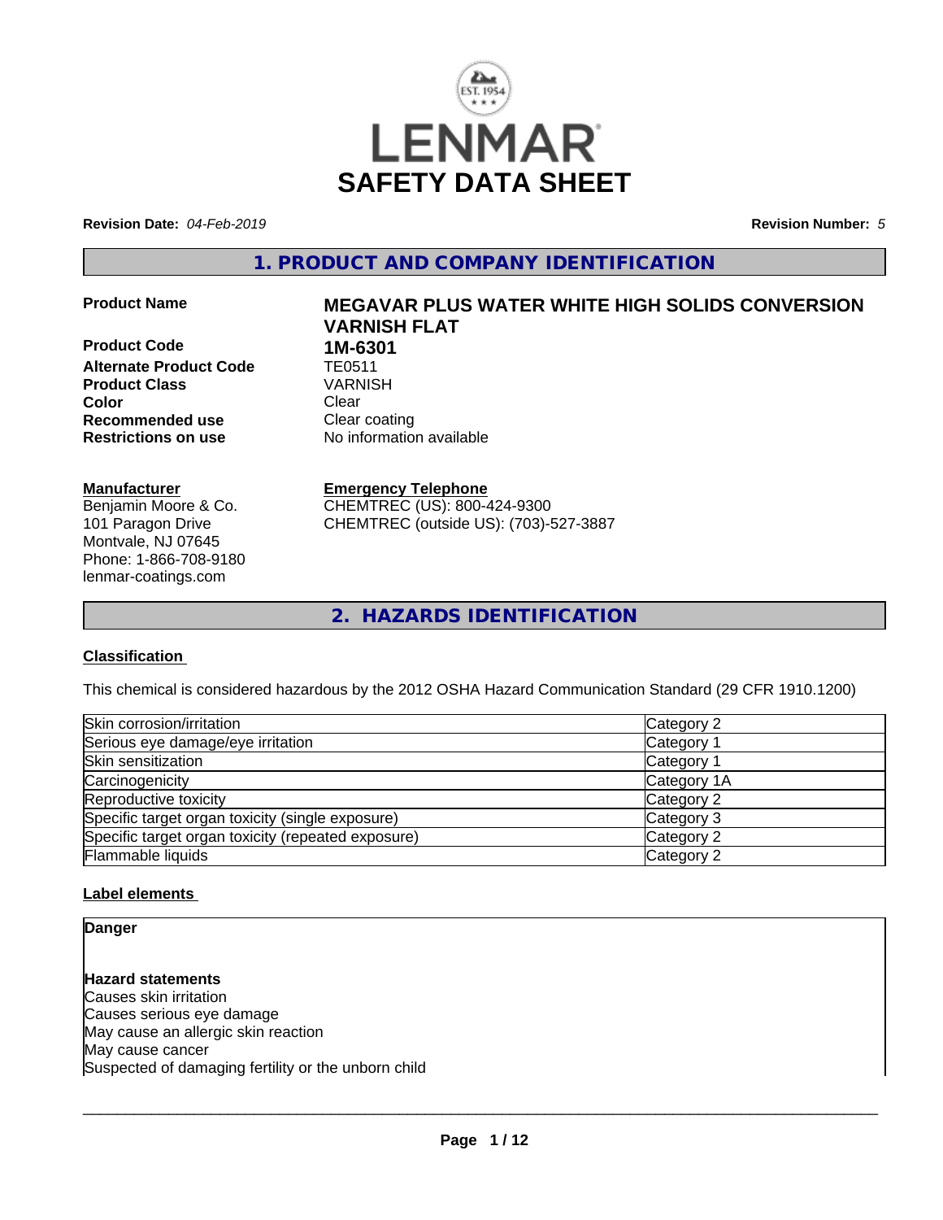# SAFETY DATA SHEET

**Revision Date:** *04-Feb-2019*

**Revision Number:** *5*

## 1. PRODUCT AND COMPANY IDENTIFICATION

**Product Name** **MEGAVAR PLUS WATER WHITE HIGH SOLIDS CONVERSION VARNISH FLAT**

**Product Code** **1M-6301**

**Alternate Product Code** TE0511

**Product Class** VARNISH

**Color** Clear

**Recommended use** Clear coating

**Restrictions on use** No information available

**Manufacturer**
Benjamin Moore & Co.
101 Paragon Drive
Montvale, NJ 07645
Phone: 1-866-708-9180
lenmar-coatings.com

**Emergency Telephone**
CHEMTREC (US): 800-424-9300
CHEMTREC (outside US): (703)-527-3887

## 2. HAZARDS IDENTIFICATION

### Classification

This chemical is considered hazardous by the 2012 OSHA Hazard Communication Standard (29 CFR 1910.1200)

| | |
|---|---|
| Skin corrosion/irritation | Category 2 |
| Serious eye damage/eye irritation | Category 1 |
| Skin sensitization | Category 1 |
| Carcinogenicity | Category 1A |
| Reproductive toxicity | Category 2 |
| Specific target organ toxicity (single exposure) | Category 3 |
| Specific target organ toxicity (repeated exposure) | Category 2 |
| Flammable liquids | Category 2 |

### Label elements

**Danger**

**Hazard statements**
Causes skin irritation
Causes serious eye damage
May cause an allergic skin reaction
May cause cancer
Suspected of damaging fertility or the unborn child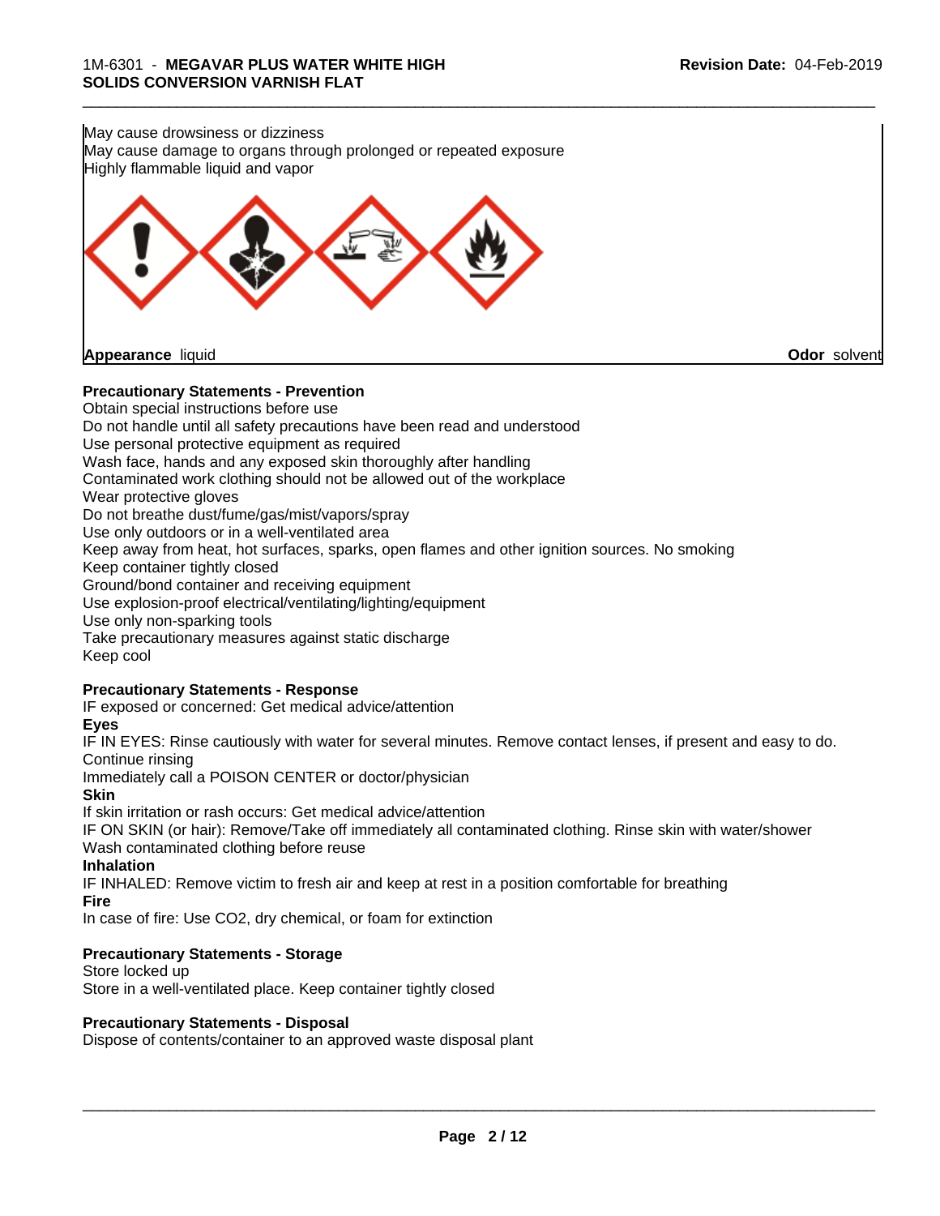May cause drowsiness or dizziness
May cause damage to organs through prolonged or repeated exposure
Highly flammable liquid and vapor

**Appearance** liquid **Odor** solvent

**Precautionary Statements - Prevention**

Obtain special instructions before use
Do not handle until all safety precautions have been read and understood
Use personal protective equipment as required
Wash face, hands and any exposed skin thoroughly after handling
Contaminated work clothing should not be allowed out of the workplace
Wear protective gloves
Do not breathe dust/fume/gas/mist/vapors/spray
Use only outdoors or in a well-ventilated area
Keep away from heat, hot surfaces, sparks, open flames and other ignition sources. No smoking
Keep container tightly closed
Ground/bond container and receiving equipment
Use explosion-proof electrical/ventilating/lighting/equipment
Use only non-sparking tools
Take precautionary measures against static discharge
Keep cool

**Precautionary Statements - Response**

IF exposed or concerned: Get medical advice/attention

**Eyes**

IF IN EYES: Rinse cautiously with water for several minutes. Remove contact lenses, if present and easy to do. Continue rinsing
Immediately call a POISON CENTER or doctor/physician

**Skin**

If skin irritation or rash occurs: Get medical advice/attention
IF ON SKIN (or hair): Remove/Take off immediately all contaminated clothing. Rinse skin with water/shower
Wash contaminated clothing before reuse

**Inhalation**

IF INHALED: Remove victim to fresh air and keep at rest in a position comfortable for breathing

**Fire**

In case of fire: Use CO2, dry chemical, or foam for extinction

**Precautionary Statements - Storage**

Store locked up
Store in a well-ventilated place. Keep container tightly closed

**Precautionary Statements - Disposal**

Dispose of contents/container to an approved waste disposal plant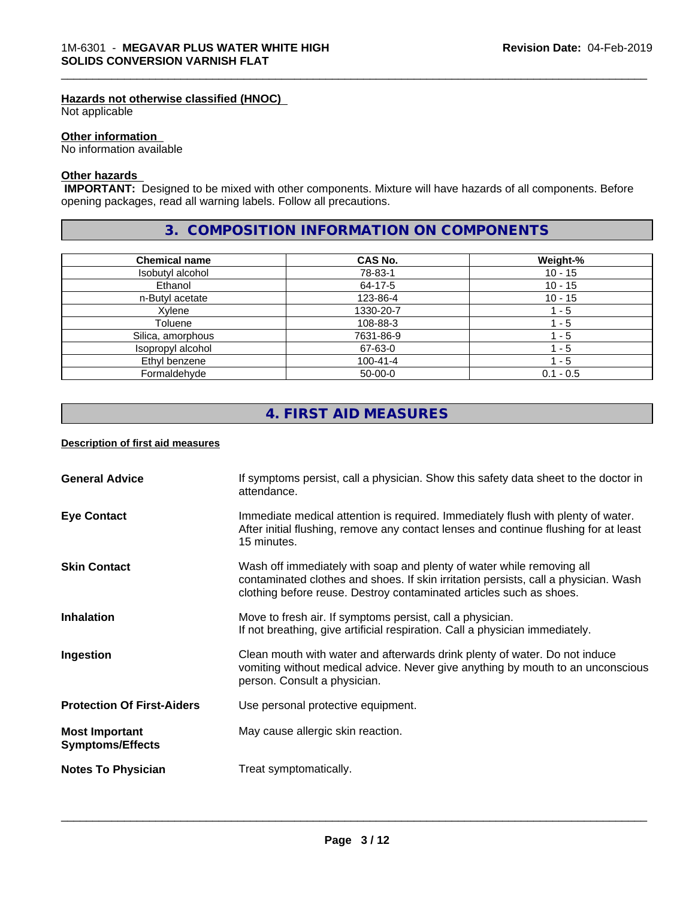#### Hazards not otherwise classified (HNOC)

Not applicable

#### Other information

No information available

#### Other hazards

**IMPORTANT:** Designed to be mixed with other components. Mixture will have hazards of all components. Before opening packages, read all warning labels. Follow all precautions.

## 3. COMPOSITION INFORMATION ON COMPONENTS

| Chemical name | CAS No. | Weight-% |
|---|---|---|
| Isobutyl alcohol | 78-83-1 | 10 - 15 |
| Ethanol | 64-17-5 | 10 - 15 |
| n-Butyl acetate | 123-86-4 | 10 - 15 |
| Xylene | 1330-20-7 | 1 - 5 |
| Toluene | 108-88-3 | 1 - 5 |
| Silica, amorphous | 7631-86-9 | 1 - 5 |
| Isopropyl alcohol | 67-63-0 | 1 - 5 |
| Ethyl benzene | 100-41-4 | 1 - 5 |
| Formaldehyde | 50-00-0 | 0.1 - 0.5 |

## 4. FIRST AID MEASURES

#### Description of first aid measures

**General Advice**
If symptoms persist, call a physician. Show this safety data sheet to the doctor in attendance.

**Eye Contact**
Immediate medical attention is required. Immediately flush with plenty of water. After initial flushing, remove any contact lenses and continue flushing for at least 15 minutes.

**Skin Contact**
Wash off immediately with soap and plenty of water while removing all contaminated clothes and shoes. If skin irritation persists, call a physician. Wash clothing before reuse. Destroy contaminated articles such as shoes.

**Inhalation**
Move to fresh air. If symptoms persist, call a physician.
If not breathing, give artificial respiration. Call a physician immediately.

**Ingestion**
Clean mouth with water and afterwards drink plenty of water. Do not induce vomiting without medical advice. Never give anything by mouth to an unconscious person. Consult a physician.

**Protection Of First-Aiders**
Use personal protective equipment.

**Most Important Symptoms/Effects**
May cause allergic skin reaction.

**Notes To Physician**
Treat symptomatically.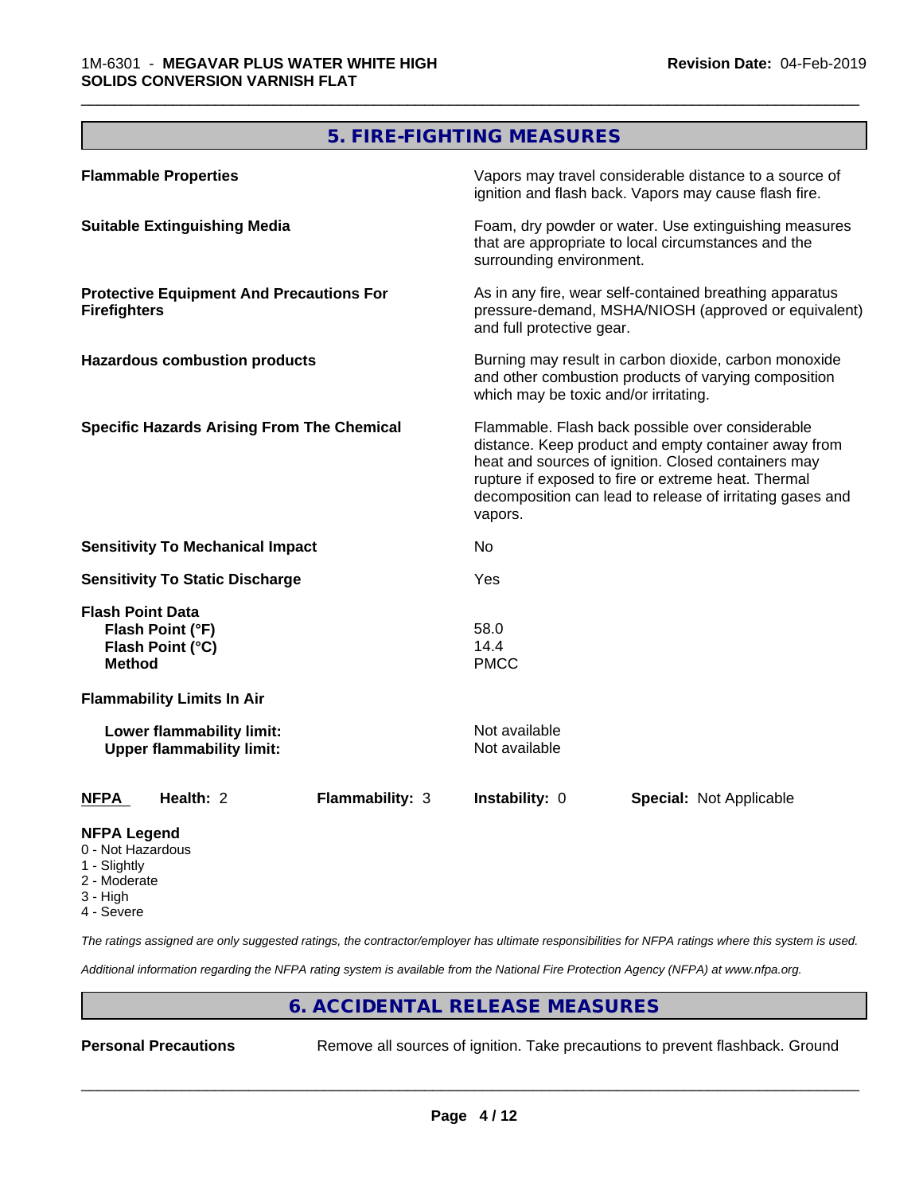## 5. FIRE-FIGHTING MEASURES

| | |
|---|---|
| **Flammable Properties** | Vapors may travel considerable distance to a source of ignition and flash back. Vapors may cause flash fire. |
| **Suitable Extinguishing Media** | Foam, dry powder or water. Use extinguishing measures that are appropriate to local circumstances and the surrounding environment. |
| **Protective Equipment And Precautions For Firefighters** | As in any fire, wear self-contained breathing apparatus pressure-demand, MSHA/NIOSH (approved or equivalent) and full protective gear. |
| **Hazardous combustion products** | Burning may result in carbon dioxide, carbon monoxide and other combustion products of varying composition which may be toxic and/or irritating. |
| **Specific Hazards Arising From The Chemical** | Flammable. Flash back possible over considerable distance. Keep product and empty container away from heat and sources of ignition. Closed containers may rupture if exposed to fire or extreme heat. Thermal decomposition can lead to release of irritating gases and vapors. |
| **Sensitivity To Mechanical Impact** | No |
| **Sensitivity To Static Discharge** | Yes |
| **Flash Point Data** | |
| **Flash Point (°F)** | 58.0 |
| **Flash Point (°C)** | 14.4 |
| **Method** | PMCC |
| **Flammability Limits In Air** | |
| **Lower flammability limit:** | Not available |
| **Upper flammability limit:** | Not available |

| **NFPA** | **Health:** 2 | **Flammability:** 3 | **Instability:** 0 | **Special:** Not Applicable |
|---|---|---|---|---|

**NFPA Legend**
- 0 - Not Hazardous
- 1 - Slightly
- 2 - Moderate
- 3 - High
- 4 - Severe

*The ratings assigned are only suggested ratings, the contractor/employer has ultimate responsibilities for NFPA ratings where this system is used.*

*Additional information regarding the NFPA rating system is available from the National Fire Protection Agency (NFPA) at www.nfpa.org.*

## 6. ACCIDENTAL RELEASE MEASURES

**Personal Precautions** Remove all sources of ignition. Take precautions to prevent flashback. Ground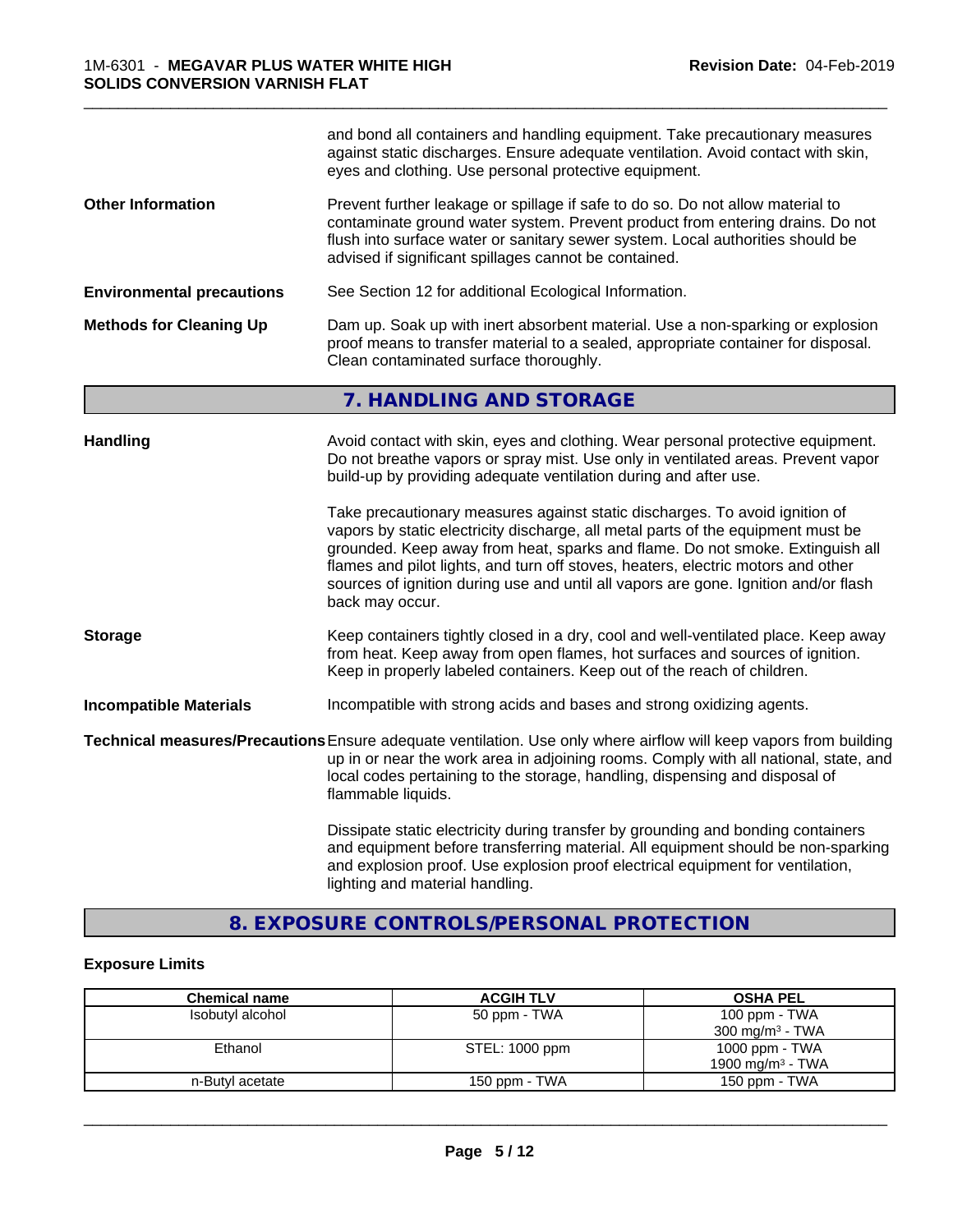and bond all containers and handling equipment. Take precautionary measures against static discharges. Ensure adequate ventilation. Avoid contact with skin, eyes and clothing. Use personal protective equipment.

**Other Information**

Prevent further leakage or spillage if safe to do so. Do not allow material to contaminate ground water system. Prevent product from entering drains. Do not flush into surface water or sanitary sewer system. Local authorities should be advised if significant spillages cannot be contained.

**Environmental precautions**

See Section 12 for additional Ecological Information.

**Methods for Cleaning Up**

Dam up. Soak up with inert absorbent material. Use a non-sparking or explosion proof means to transfer material to a sealed, appropriate container for disposal. Clean contaminated surface thoroughly.

## 7. HANDLING AND STORAGE

**Handling**

Avoid contact with skin, eyes and clothing. Wear personal protective equipment. Do not breathe vapors or spray mist. Use only in ventilated areas. Prevent vapor build-up by providing adequate ventilation during and after use.

Take precautionary measures against static discharges. To avoid ignition of vapors by static electricity discharge, all metal parts of the equipment must be grounded. Keep away from heat, sparks and flame. Do not smoke. Extinguish all flames and pilot lights, and turn off stoves, heaters, electric motors and other sources of ignition during use and until all vapors are gone. Ignition and/or flash back may occur.

**Storage**

Keep containers tightly closed in a dry, cool and well-ventilated place. Keep away from heat. Keep away from open flames, hot surfaces and sources of ignition. Keep in properly labeled containers. Keep out of the reach of children.

**Incompatible Materials**

Incompatible with strong acids and bases and strong oxidizing agents.

**Technical measures/Precautions**

Ensure adequate ventilation. Use only where airflow will keep vapors from building up in or near the work area in adjoining rooms. Comply with all national, state, and local codes pertaining to the storage, handling, dispensing and disposal of flammable liquids.

Dissipate static electricity during transfer by grounding and bonding containers and equipment before transferring material. All equipment should be non-sparking and explosion proof. Use explosion proof electrical equipment for ventilation, lighting and material handling.

## 8. EXPOSURE CONTROLS/PERSONAL PROTECTION

### Exposure Limits

| Chemical name | ACGIH TLV | OSHA PEL |
|---|---|---|
| Isobutyl alcohol | 50 ppm - TWA | 100 ppm - TWA<br>300 mg/m³ - TWA |
| Ethanol | STEL: 1000 ppm | 1000 ppm - TWA<br>1900 mg/m³ - TWA |
| n-Butyl acetate | 150 ppm - TWA | 150 ppm - TWA |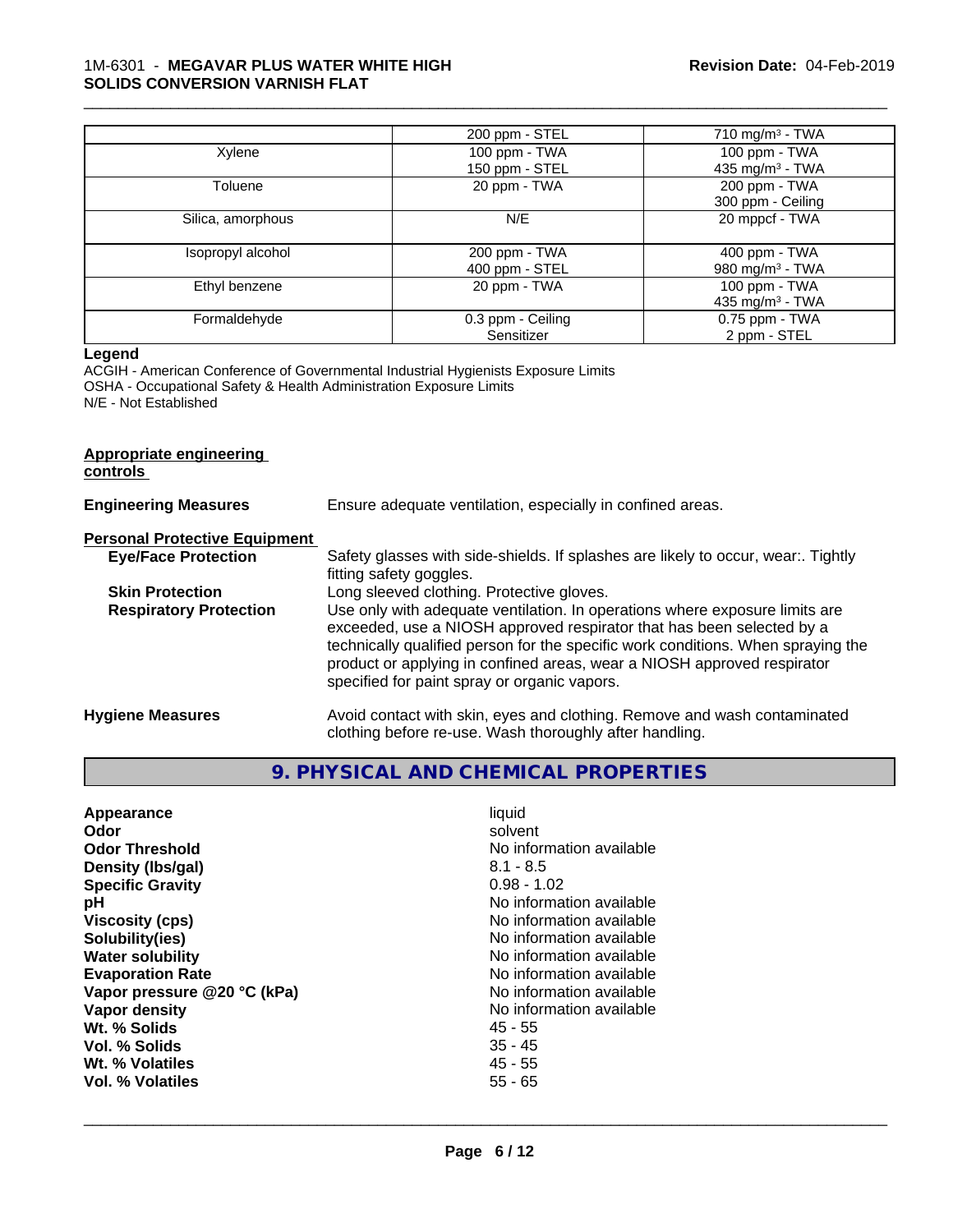| | 200 ppm - STEL | 710 mg/m³ - TWA |
| --- | --- | --- |
| Xylene | 100 ppm - TWA<br>150 ppm - STEL | 100 ppm - TWA<br>435 mg/m³ - TWA |
| Toluene | 20 ppm - TWA | 200 ppm - TWA<br>300 ppm - Ceiling |
| Silica, amorphous | N/E | 20 mppcf - TWA |
| Isopropyl alcohol | 200 ppm - TWA<br>400 ppm - STEL | 400 ppm - TWA<br>980 mg/m³ - TWA |
| Ethyl benzene | 20 ppm - TWA | 100 ppm - TWA<br>435 mg/m³ - TWA |
| Formaldehyde | 0.3 ppm - Ceiling<br>Sensitizer | 0.75 ppm - TWA<br>2 ppm - STEL |

**Legend**

ACGIH - American Conference of Governmental Industrial Hygienists Exposure Limits
OSHA - Occupational Safety & Health Administration Exposure Limits
N/E - Not Established

**Appropriate engineering controls**

**Engineering Measures** Ensure adequate ventilation, especially in confined areas.

**Personal Protective Equipment**

**Eye/Face Protection** Safety glasses with side-shields. If splashes are likely to occur, wear:. Tightly fitting safety goggles.

**Skin Protection** Long sleeved clothing. Protective gloves.

**Respiratory Protection** Use only with adequate ventilation. In operations where exposure limits are exceeded, use a NIOSH approved respirator that has been selected by a technically qualified person for the specific work conditions. When spraying the product or applying in confined areas, wear a NIOSH approved respirator specified for paint spray or organic vapors.

**Hygiene Measures** Avoid contact with skin, eyes and clothing. Remove and wash contaminated clothing before re-use. Wash thoroughly after handling.

## 9. PHYSICAL AND CHEMICAL PROPERTIES

| | |
| --- | --- |
| **Appearance** | liquid |
| **Odor** | solvent |
| **Odor Threshold** | No information available |
| **Density (lbs/gal)** | 8.1 - 8.5 |
| **Specific Gravity** | 0.98 - 1.02 |
| **pH** | No information available |
| **Viscosity (cps)** | No information available |
| **Solubility(ies)** | No information available |
| **Water solubility** | No information available |
| **Evaporation Rate** | No information available |
| **Vapor pressure @20 °C (kPa)** | No information available |
| **Vapor density** | No information available |
| **Wt. % Solids** | 45 - 55 |
| **Vol. % Solids** | 35 - 45 |
| **Wt. % Volatiles** | 45 - 55 |
| **Vol. % Volatiles** | 55 - 65 |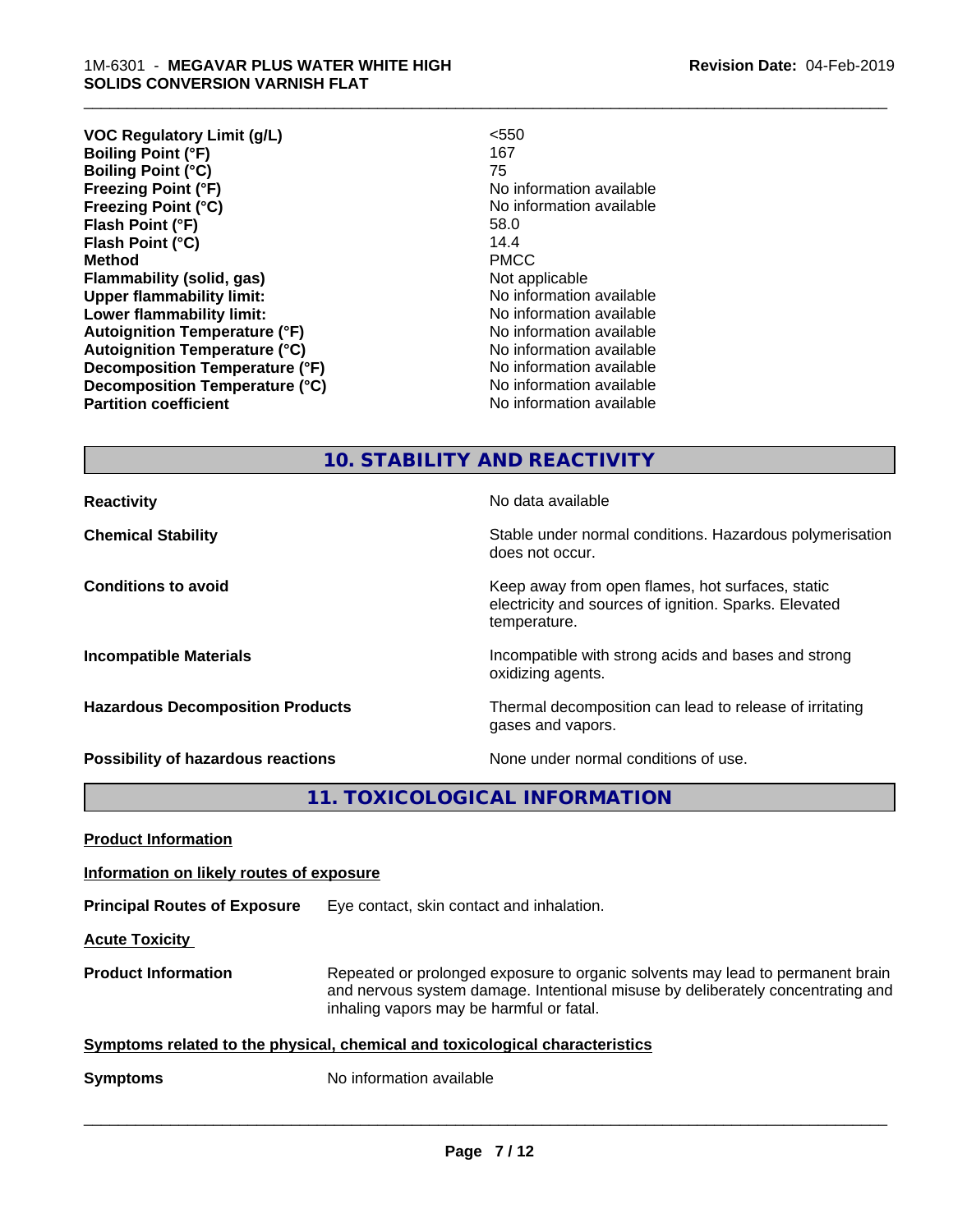| | |
|---|---|
| **VOC Regulatory Limit (g/L)** | <550 |
| **Boiling Point (°F)** | 167 |
| **Boiling Point (°C)** | 75 |
| **Freezing Point (°F)** | No information available |
| **Freezing Point (°C)** | No information available |
| **Flash Point (°F)** | 58.0 |
| **Flash Point (°C)** | 14.4 |
| **Method** | PMCC |
| **Flammability (solid, gas)** | Not applicable |
| **Upper flammability limit:** | No information available |
| **Lower flammability limit:** | No information available |
| **Autoignition Temperature (°F)** | No information available |
| **Autoignition Temperature (°C)** | No information available |
| **Decomposition Temperature (°F)** | No information available |
| **Decomposition Temperature (°C)** | No information available |
| **Partition coefficient** | No information available |

## 10. STABILITY AND REACTIVITY

| | |
|---|---|
| **Reactivity** | No data available |
| **Chemical Stability** | Stable under normal conditions. Hazardous polymerisation does not occur. |
| **Conditions to avoid** | Keep away from open flames, hot surfaces, static electricity and sources of ignition. Sparks. Elevated temperature. |
| **Incompatible Materials** | Incompatible with strong acids and bases and strong oxidizing agents. |
| **Hazardous Decomposition Products** | Thermal decomposition can lead to release of irritating gases and vapors. |
| **Possibility of hazardous reactions** | None under normal conditions of use. |

## 11. TOXICOLOGICAL INFORMATION

**Product Information**

**Information on likely routes of exposure**

**Principal Routes of Exposure** Eye contact, skin contact and inhalation.

**Acute Toxicity**

**Product Information** Repeated or prolonged exposure to organic solvents may lead to permanent brain and nervous system damage. Intentional misuse by deliberately concentrating and inhaling vapors may be harmful or fatal.

**Symptoms related to the physical, chemical and toxicological characteristics**

**Symptoms** No information available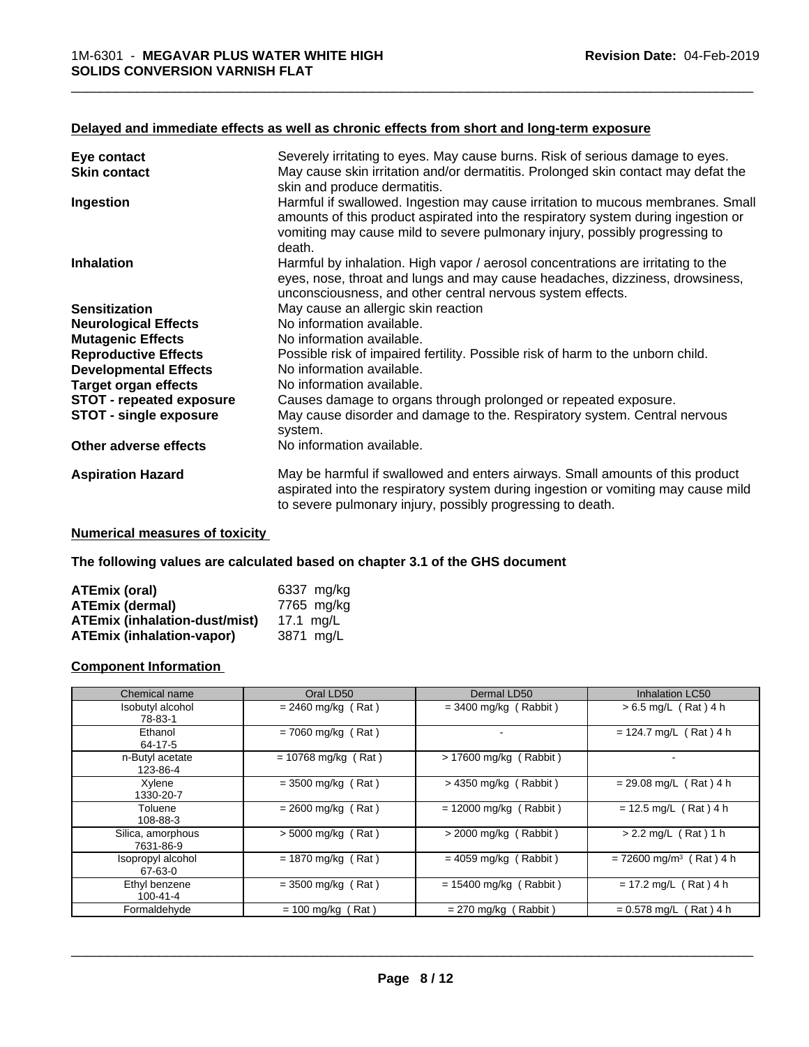**Delayed and immediate effects as well as chronic effects from short and long-term exposure**

| | |
|---|---|
| **Eye contact** | Severely irritating to eyes. May cause burns. Risk of serious damage to eyes. |
| **Skin contact** | May cause skin irritation and/or dermatitis. Prolonged skin contact may defat the skin and produce dermatitis. |
| **Ingestion** | Harmful if swallowed. Ingestion may cause irritation to mucous membranes. Small amounts of this product aspirated into the respiratory system during ingestion or vomiting may cause mild to severe pulmonary injury, possibly progressing to death. |
| **Inhalation** | Harmful by inhalation. High vapor / aerosol concentrations are irritating to the eyes, nose, throat and lungs and may cause headaches, dizziness, drowsiness, unconsciousness, and other central nervous system effects. |
| **Sensitization** | May cause an allergic skin reaction |
| **Neurological Effects** | No information available. |
| **Mutagenic Effects** | No information available. |
| **Reproductive Effects** | Possible risk of impaired fertility. Possible risk of harm to the unborn child. |
| **Developmental Effects** | No information available. |
| **Target organ effects** | No information available. |
| **STOT - repeated exposure** | Causes damage to organs through prolonged or repeated exposure. |
| **STOT - single exposure** | May cause disorder and damage to the. Respiratory system. Central nervous system. |
| **Other adverse effects** | No information available. |
| **Aspiration Hazard** | May be harmful if swallowed and enters airways. Small amounts of this product aspirated into the respiratory system during ingestion or vomiting may cause mild to severe pulmonary injury, possibly progressing to death. |

**Numerical measures of toxicity**

**The following values are calculated based on chapter 3.1 of the GHS document**

| | |
|---|---|
| **ATEmix (oral)** | 6337 mg/kg |
| **ATEmix (dermal)** | 7765 mg/kg |
| **ATEmix (inhalation-dust/mist)** | 17.1 mg/L |
| **ATEmix (inhalation-vapor)** | 3871 mg/L |

**Component Information**

| Chemical name | Oral LD50 | Dermal LD50 | Inhalation LC50 |
|---|---|---|---|
| Isobutyl alcohol<br>78-83-1 | = 2460 mg/kg ( Rat ) | = 3400 mg/kg ( Rabbit ) | > 6.5 mg/L ( Rat ) 4 h |
| Ethanol<br>64-17-5 | = 7060 mg/kg ( Rat ) | - | = 124.7 mg/L ( Rat ) 4 h |
| n-Butyl acetate<br>123-86-4 | = 10768 mg/kg ( Rat ) | > 17600 mg/kg ( Rabbit ) | - |
| Xylene<br>1330-20-7 | = 3500 mg/kg ( Rat ) | > 4350 mg/kg ( Rabbit ) | = 29.08 mg/L ( Rat ) 4 h |
| Toluene<br>108-88-3 | = 2600 mg/kg ( Rat ) | = 12000 mg/kg ( Rabbit ) | = 12.5 mg/L ( Rat ) 4 h |
| Silica, amorphous<br>7631-86-9 | > 5000 mg/kg ( Rat ) | > 2000 mg/kg ( Rabbit ) | > 2.2 mg/L ( Rat ) 1 h |
| Isopropyl alcohol<br>67-63-0 | = 1870 mg/kg ( Rat ) | = 4059 mg/kg ( Rabbit ) | = 72600 mg/m$^3$ ( Rat ) 4 h |
| Ethyl benzene<br>100-41-4 | = 3500 mg/kg ( Rat ) | = 15400 mg/kg ( Rabbit ) | = 17.2 mg/L ( Rat ) 4 h |
| Formaldehyde | = 100 mg/kg ( Rat ) | = 270 mg/kg ( Rabbit ) | = 0.578 mg/L ( Rat ) 4 h |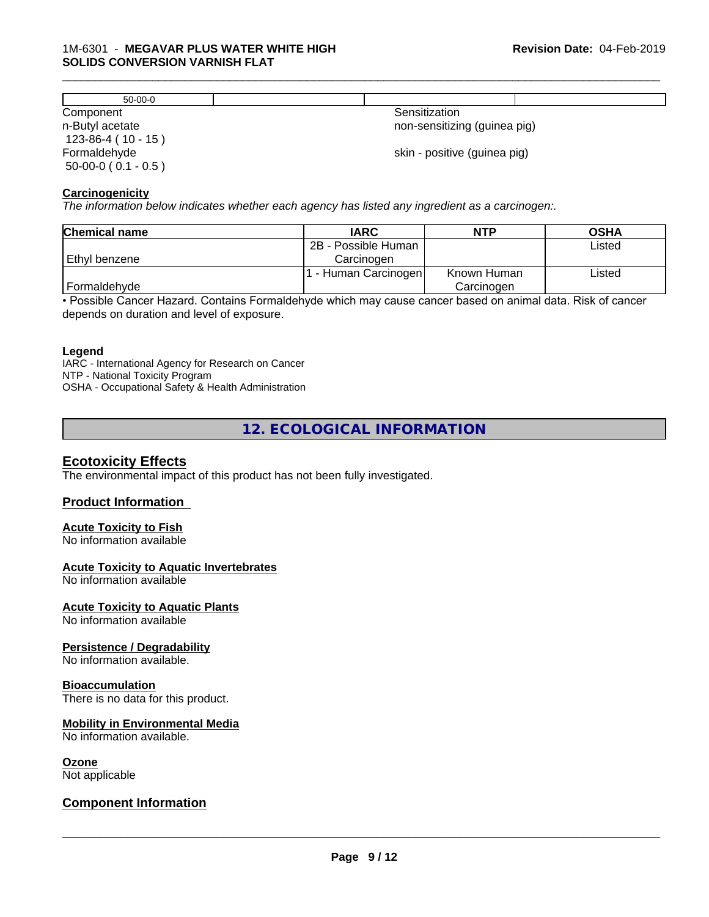| 50-00-0 | | | |
|---|---|---|---|

| Component | Sensitization |
|---|---|
| n-Butyl acetate<br>123-86-4 ( 10 - 15 ) | non-sensitizing (guinea pig) |
| Formaldehyde<br>50-00-0 ( 0.1 - 0.5 ) | skin - positive (guinea pig) |

**Carcinogenicity**

*The information below indicates whether each agency has listed any ingredient as a carcinogen:.*

| Chemical name | IARC | NTP | OSHA |
|---|---|---|---|
| Ethyl benzene | 2B - Possible Human Carcinogen | | Listed |
| Formaldehyde | 1 - Human Carcinogen | Known Human Carcinogen | Listed |

• Possible Cancer Hazard. Contains Formaldehyde which may cause cancer based on animal data. Risk of cancer depends on duration and level of exposure.

**Legend**

IARC - International Agency for Research on Cancer
NTP - National Toxicity Program
OSHA - Occupational Safety & Health Administration

## 12. ECOLOGICAL INFORMATION

### Ecotoxicity Effects

The environmental impact of this product has not been fully investigated.

### Product Information

**Acute Toxicity to Fish**

No information available

**Acute Toxicity to Aquatic Invertebrates**

No information available

**Acute Toxicity to Aquatic Plants**

No information available

**Persistence / Degradability**

No information available.

**Bioaccumulation**

There is no data for this product.

**Mobility in Environmental Media**

No information available.

**Ozone**

Not applicable

### Component Information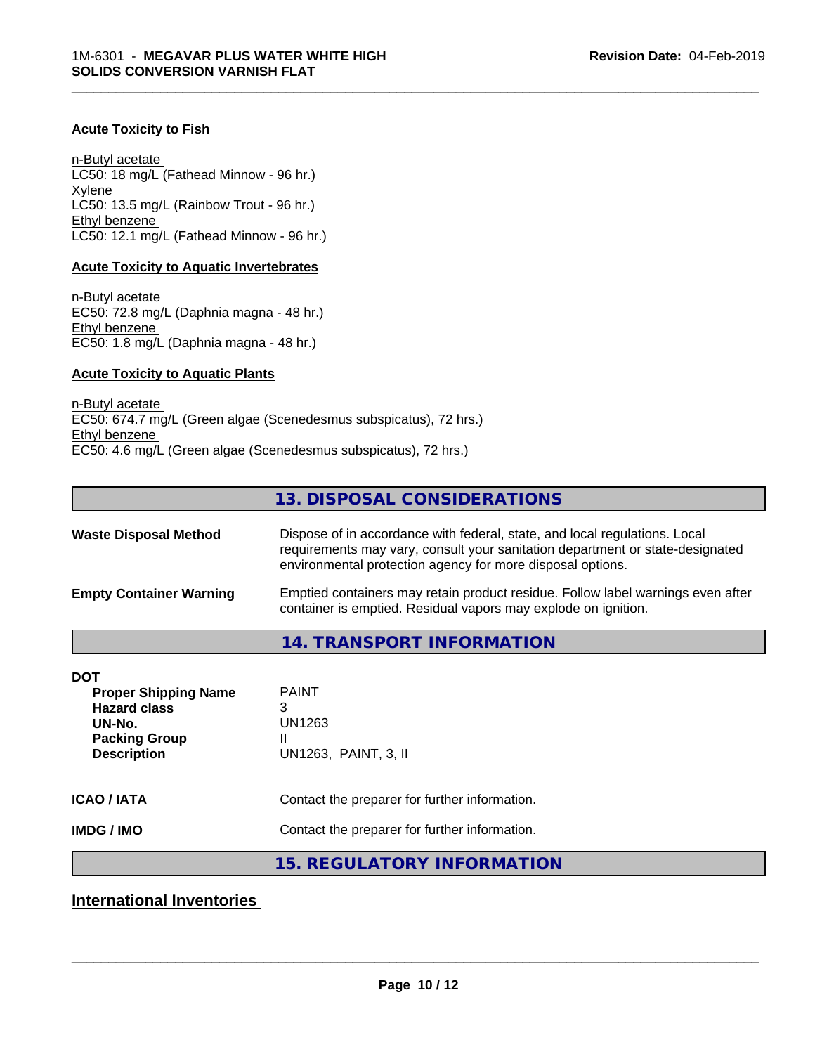#### Acute Toxicity to Fish

n-Butyl acetate
LC50: 18 mg/L (Fathead Minnow - 96 hr.)
Xylene
LC50: 13.5 mg/L (Rainbow Trout - 96 hr.)
Ethyl benzene
LC50: 12.1 mg/L (Fathead Minnow - 96 hr.)

#### Acute Toxicity to Aquatic Invertebrates

n-Butyl acetate
EC50: 72.8 mg/L (Daphnia magna - 48 hr.)
Ethyl benzene
EC50: 1.8 mg/L (Daphnia magna - 48 hr.)

#### Acute Toxicity to Aquatic Plants

n-Butyl acetate
EC50: 674.7 mg/L (Green algae (Scenedesmus subspicatus), 72 hrs.)
Ethyl benzene
EC50: 4.6 mg/L (Green algae (Scenedesmus subspicatus), 72 hrs.)

## 13. DISPOSAL CONSIDERATIONS

**Waste Disposal Method** Dispose of in accordance with federal, state, and local regulations. Local requirements may vary, consult your sanitation department or state-designated environmental protection agency for more disposal options.

**Empty Container Warning** Emptied containers may retain product residue. Follow label warnings even after container is emptied. Residual vapors may explode on ignition.

## 14. TRANSPORT INFORMATION

**DOT**

| | |
|---|---|
| **Proper Shipping Name** | PAINT |
| **Hazard class** | 3 |
| **UN-No.** | UN1263 |
| **Packing Group** | II |
| **Description** | UN1263, PAINT, 3, II |

**ICAO / IATA** Contact the preparer for further information.

**IMDG / IMO** Contact the preparer for further information.

## 15. REGULATORY INFORMATION

### International Inventories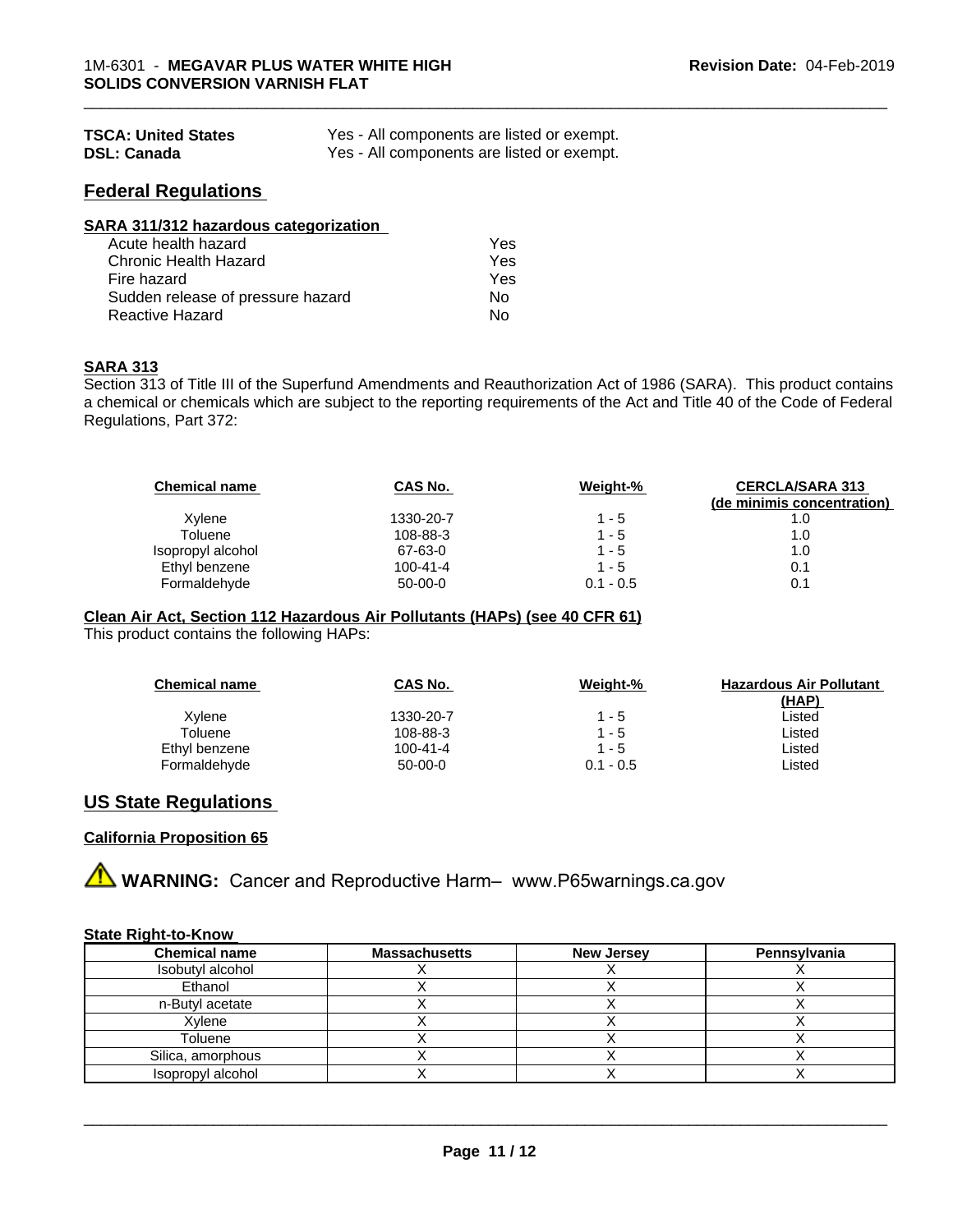| | |
|---|---|
| **TSCA: United States** | Yes - All components are listed or exempt. |
| **DSL: Canada** | Yes - All components are listed or exempt. |

## Federal Regulations

### SARA 311/312 hazardous categorization

| | |
|---|---|
| Acute health hazard | Yes |
| Chronic Health Hazard | Yes |
| Fire hazard | Yes |
| Sudden release of pressure hazard | No |
| Reactive Hazard | No |

### SARA 313

Section 313 of Title III of the Superfund Amendments and Reauthorization Act of 1986 (SARA). This product contains a chemical or chemicals which are subject to the reporting requirements of the Act and Title 40 of the Code of Federal Regulations, Part 372:

| Chemical name | CAS No. | Weight-% | CERCLA/SARA 313 (de minimis concentration) |
|---|---|---|---|
| Xylene | 1330-20-7 | 1 - 5 | 1.0 |
| Toluene | 108-88-3 | 1 - 5 | 1.0 |
| Isopropyl alcohol | 67-63-0 | 1 - 5 | 1.0 |
| Ethyl benzene | 100-41-4 | 1 - 5 | 0.1 |
| Formaldehyde | 50-00-0 | 0.1 - 0.5 | 0.1 |

### Clean Air Act, Section 112 Hazardous Air Pollutants (HAPs) (see 40 CFR 61)

This product contains the following HAPs:

| Chemical name | CAS No. | Weight-% | Hazardous Air Pollutant (HAP) |
|---|---|---|---|
| Xylene | 1330-20-7 | 1 - 5 | Listed |
| Toluene | 108-88-3 | 1 - 5 | Listed |
| Ethyl benzene | 100-41-4 | 1 - 5 | Listed |
| Formaldehyde | 50-00-0 | 0.1 - 0.5 | Listed |

## US State Regulations

### California Proposition 65

⚠ **WARNING:** Cancer and Reproductive Harm– www.P65warnings.ca.gov

### State Right-to-Know

| Chemical name | Massachusetts | New Jersey | Pennsylvania |
|---|---|---|---|
| Isobutyl alcohol | X | X | X |
| Ethanol | X | X | X |
| n-Butyl acetate | X | X | X |
| Xylene | X | X | X |
| Toluene | X | X | X |
| Silica, amorphous | X | X | X |
| Isopropyl alcohol | X | X | X |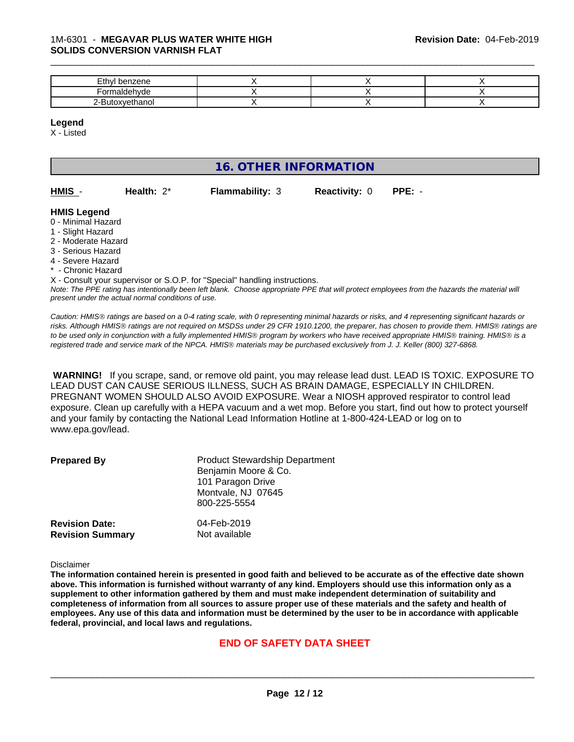| | | | |
|---|---|---|---|
| Ethyl benzene | X | X | X |
| Formaldehyde | X | X | X |
| 2-Butoxyethanol | X | X | X |

**Legend**
X - Listed

## 16. OTHER INFORMATION

**HMIS** - **Health:** 2* **Flammability:** 3 **Reactivity:** 0 **PPE:** -

**HMIS Legend**
0 - Minimal Hazard
1 - Slight Hazard
2 - Moderate Hazard
3 - Serious Hazard
4 - Severe Hazard
* - Chronic Hazard
X - Consult your supervisor or S.O.P. for "Special" handling instructions.

*Note: The PPE rating has intentionally been left blank. Choose appropriate PPE that will protect employees from the hazards the material will present under the actual normal conditions of use.*

*Caution: HMIS® ratings are based on a 0-4 rating scale, with 0 representing minimal hazards or risks, and 4 representing significant hazards or risks. Although HMIS® ratings are not required on MSDSs under 29 CFR 1910.1200, the preparer, has chosen to provide them. HMIS® ratings are to be used only in conjunction with a fully implemented HMIS® program by workers who have received appropriate HMIS® training. HMIS® is a registered trade and service mark of the NPCA. HMIS® materials may be purchased exclusively from J. J. Keller (800) 327-6868.*

**WARNING!** If you scrape, sand, or remove old paint, you may release lead dust. LEAD IS TOXIC. EXPOSURE TO LEAD DUST CAN CAUSE SERIOUS ILLNESS, SUCH AS BRAIN DAMAGE, ESPECIALLY IN CHILDREN. PREGNANT WOMEN SHOULD ALSO AVOID EXPOSURE. Wear a NIOSH approved respirator to control lead exposure. Clean up carefully with a HEPA vacuum and a wet mop. Before you start, find out how to protect yourself and your family by contacting the National Lead Information Hotline at 1-800-424-LEAD or log on to www.epa.gov/lead.

**Prepared By**
Product Stewardship Department
Benjamin Moore & Co.
101 Paragon Drive
Montvale, NJ 07645
800-225-5554

**Revision Date:** 04-Feb-2019
**Revision Summary** Not available

Disclaimer
**The information contained herein is presented in good faith and believed to be accurate as of the effective date shown above. This information is furnished without warranty of any kind. Employers should use this information only as a supplement to other information gathered by them and must make independent determination of suitability and completeness of information from all sources to assure proper use of these materials and the safety and health of employees. Any use of this data and information must be determined by the user to be in accordance with applicable federal, provincial, and local laws and regulations.**

**END OF SAFETY DATA SHEET**